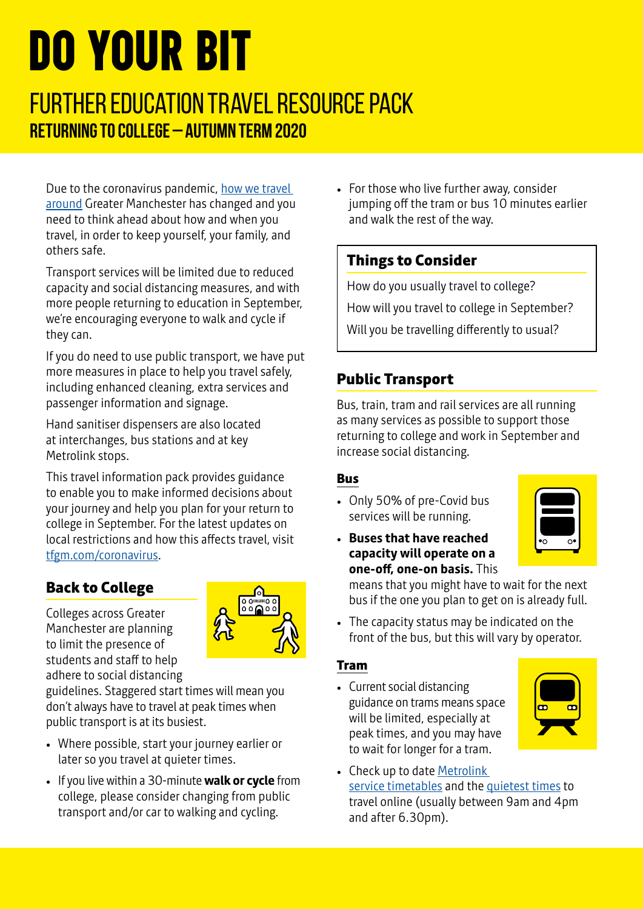# DO YOUR BIT

## FURTHER EDUCATION TRAVEL RESOURCE PACK

### RETURNING TO COLLEGE – AUTUMN TERM 2020

Due to the coronavirus pandemic, how we travel around Greater Manchester has changed and you need to think ahead about how and when you travel, in order to keep yourself, your family, and others safe.

Transport services will be limited due to reduced capacity and social distancing measures, and with more people returning to education in September, we're encouraging everyone to walk and cycle if they can.

If you do need to use public transport, we have put more measures in place to help you travel safely, including enhanced cleaning, extra services and passenger information and signage.

Hand sanitiser dispensers are also located at interchanges, bus stations and at key Metrolink stops.

This travel information pack provides guidance to enable you to make informed decisions about your journey and help you plan for your return to college in September. For the latest updates on local restrictions and how this affects travel, visit tfgm.com/coronavirus.

## Back to College

Colleges across Greater Manchester are planning to limit the presence of students and staff to help adhere to social distancing guidelines. Staggered start times will mean you don't always have to travel at peak times when public transport is at its busiest.

- Where possible, start your journey earlier or later so you travel at quieter times.
- If you live within a 30-minute **walk or cycle** from college, please consider changing from public transport and/or car to walking and cycling.
- For those who live further away, consider jumping off the tram or bus 10 minutes earlier and walk the rest of the way.

### Things to Consider

How do you usually travel to college?

How will you travel to college in September?

Will you be travelling differently to usual?

## Public Transport

Bus, train, tram and rail services are all running as many services as possible to support those returning to college and work in September and increase social distancing.

### Bus

- Only 50% of pre-Covid bus services will be running.
- **Buses that have reached capacity will operate on a one-off, one-on basis.** This means that you might have to wait for the next bus if the one you plan to get on is already full.
- The capacity status may be indicated on the front of the bus, but this will vary by operator.

### Tram

- Current social distancing guidance on trams means space will be limited, especially at peak times, and you may have to wait for longer for a tram.
- Check up to date Metrolink service timetables and the quietest times to travel online (usually between 9am and 4pm and after 6.30pm).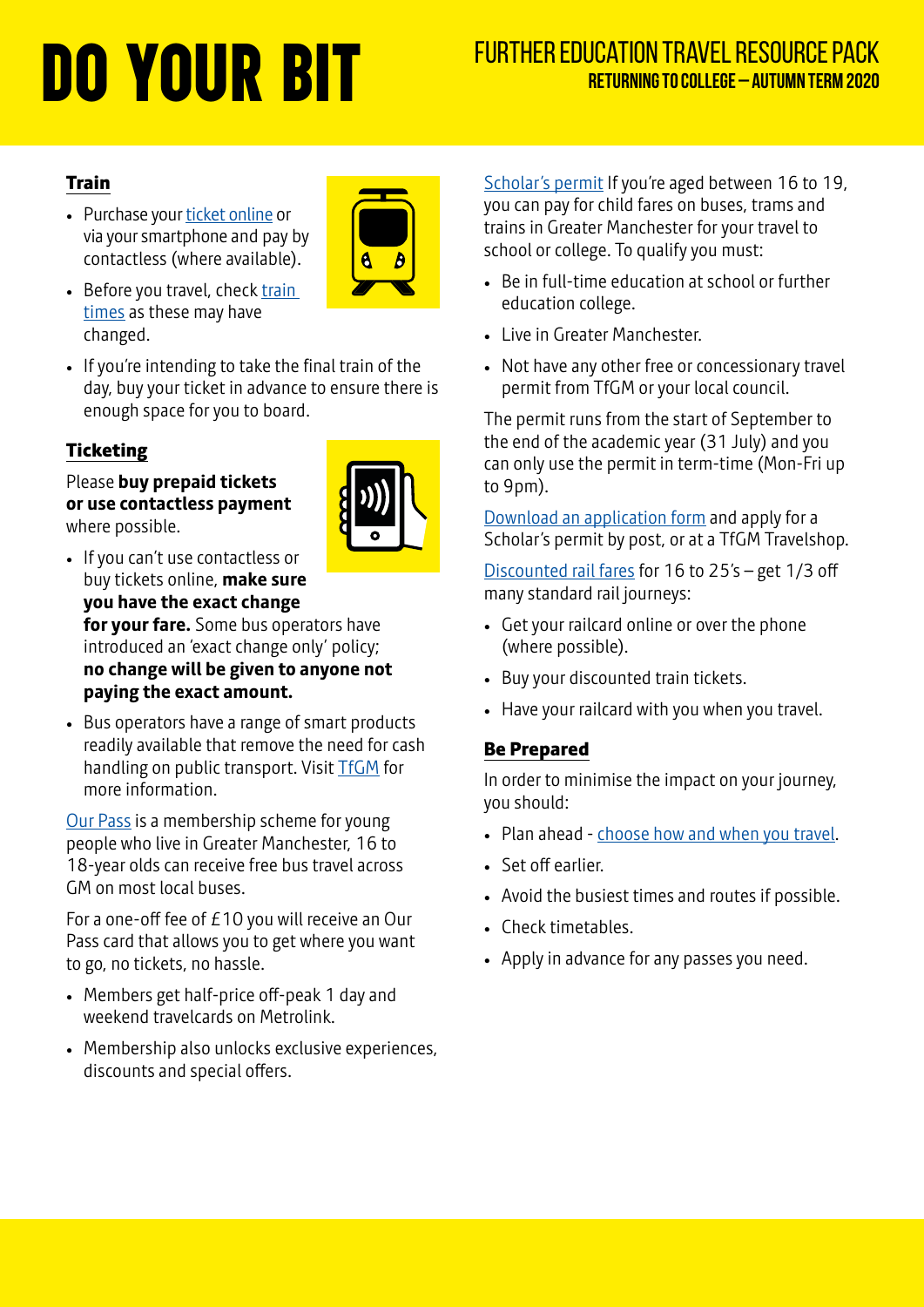# DO YOUR BIT

## FURTHER EDUCATION TRAVEL RESOURCE PACK

### RETURNING TO COLLEGE – AUTUMN TERM 2020

### Train

- Purchase your ticket online or via your smartphone and pay by contactless (where available).
- Before you travel, check train times as these may have changed.
- If you're intending to take the final train of the day, buy your ticket in advance to ensure there is enough space for you to board.

### Ticketing

Please **buy prepaid tickets or use contactless payment** where possible.

- If you can't use contactless or buy tickets online, **make sure you have the exact change for your fare.** Some bus operators have introduced an 'exact change only' policy; **no change will be given to anyone not paying the exact amount.**
- Bus operators have a range of smart products readily available that remove the need for cash handling on public transport. Visit TfGM for more information.

Our Pass is a membership scheme for young people who live in Greater Manchester, 16 to 18-year olds can receive free bus travel across GM on most local buses.

For a one-off fee of £10 you will receive an Our Pass card that allows you to get where you want to go, no tickets, no hassle.

- Members get half-price off-peak 1 day and weekend travelcards on Metrolink.
- Membership also unlocks exclusive experiences, discounts and special offers.

Scholar's permit If you're aged between 16 to 19, you can pay for child fares on buses, trams and trains in Greater Manchester for your travel to school or college. To qualify you must:

- Be in full-time education at school or further education college.
- Live in Greater Manchester.
- Not have any other free or concessionary travel permit from TfGM or your local council.

The permit runs from the start of September to the end of the academic year (31 July) and you can only use the permit in term-time (Mon-Fri up to 9pm).

Download an application form and apply for a Scholar's permit by post, or at a TfGM Travelshop.

Discounted rail fares for 16 to 25's – get 1/3 off many standard rail journeys:

- Get your railcard online or over the phone (where possible).
- Buy your discounted train tickets.
- Have your railcard with you when you travel.

### Be Prepared

In order to minimise the impact on your journey, you should:

- Plan ahead - choose how and when you travel.
- Set off earlier.
- Avoid the busiest times and routes if possible.
- Check timetables.
- Apply in advance for any passes you need.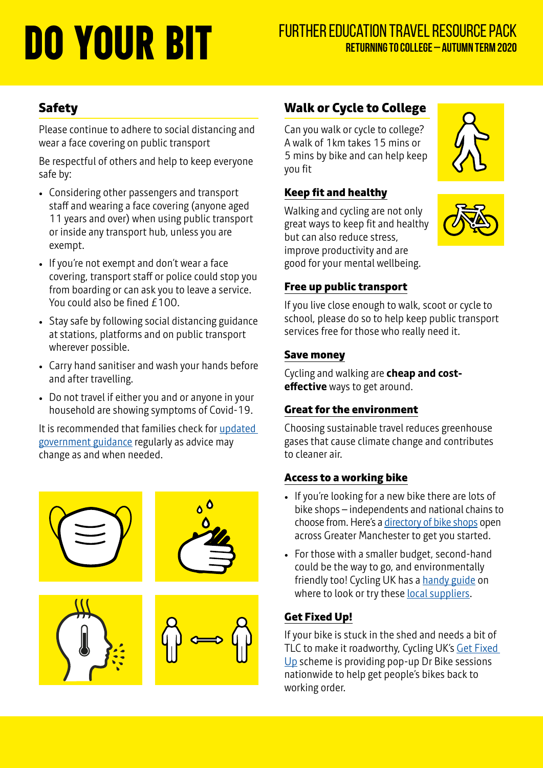# DO YOUR BIT

## FURTHER EDUCATION TRAVEL RESOURCE PACK

### RETURNING TO COLLEGE – AUTUMN TERM 2020

## Safety

Please continue to adhere to social distancing and wear a face covering on public transport

Be respectful of others and help to keep everyone safe by:

- Considering other passengers and transport staff and wearing a face covering (anyone aged 11 years and over) when using public transport or inside any transport hub, unless you are exempt.
- If you're not exempt and don't wear a face covering, transport staff or police could stop you from boarding or can ask you to leave a service. You could also be fined £100.
- Stay safe by following social distancing guidance at stations, platforms and on public transport wherever possible.
- Carry hand sanitiser and wash your hands before and after travelling.
- Do not travel if either you and or anyone in your household are showing symptoms of Covid-19.

It is recommended that families check for updated government guidance regularly as advice may change as and when needed.

## Walk or Cycle to College

Can you walk or cycle to college? A walk of 1km takes 15 mins or 5 mins by bike and can help keep you fit

### Keep fit and healthy

Walking and cycling are not only great ways to keep fit and healthy but can also reduce stress, improve productivity and are good for your mental wellbeing.

### Free up public transport

If you live close enough to walk, scoot or cycle to school, please do so to help keep public transport services free for those who really need it.

### Save money

Cycling and walking are **cheap and cost-effective** ways to get around.

### Great for the environment

Choosing sustainable travel reduces greenhouse gases that cause climate change and contributes to cleaner air.

### Access to a working bike

- If you're looking for a new bike there are lots of bike shops – independents and national chains to choose from. Here's a directory of bike shops open across Greater Manchester to get you started.
- For those with a smaller budget, second-hand could be the way to go, and environmentally friendly too! Cycling UK has a handy guide on where to look or try these local suppliers.

### Get Fixed Up!

If your bike is stuck in the shed and needs a bit of TLC to make it roadworthy, Cycling UK's Get Fixed Up scheme is providing pop-up Dr Bike sessions nationwide to help get people's bikes back to working order.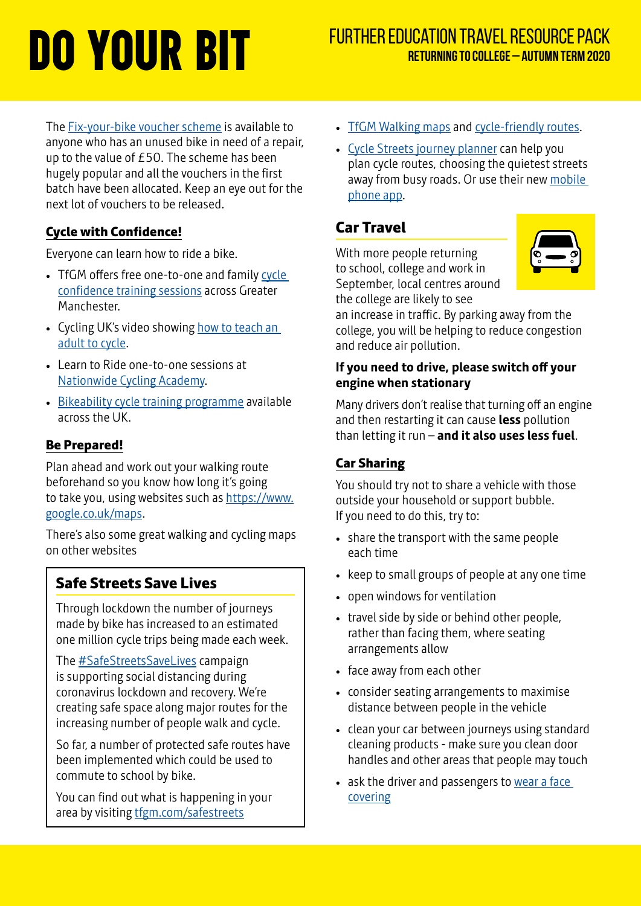The Fix-your-bike voucher scheme is available to anyone who has an unused bike in need of a repair, up to the value of £50. The scheme has been hugely popular and all the vouchers in the first batch have been allocated. Keep an eye out for the next lot of vouchers to be released.

### Cycle with Confidence!

Everyone can learn how to ride a bike.

- TfGM offers free one-to-one and family cycle confidence training sessions across Greater Manchester.
- Cycling UK's video showing how to teach an adult to cycle.
- Learn to Ride one-to-one sessions at Nationwide Cycling Academy.
- Bikeability cycle training programme available across the UK.

### Be Prepared!

Plan ahead and work out your walking route beforehand so you know how long it's going to take you, using websites such as https://www.google.co.uk/maps.

There's also some great walking and cycling maps on other websites

### Safe Streets Save Lives

Through lockdown the number of journeys made by bike has increased to an estimated one million cycle trips being made each week.

The #SafeStreetsSaveLives campaign is supporting social distancing during coronavirus lockdown and recovery. We're creating safe space along major routes for the increasing number of people walk and cycle.

So far, a number of protected safe routes have been implemented which could be used to commute to school by bike.

You can find out what is happening in your area by visiting tfgm.com/safestreets

- TfGM Walking maps and cycle-friendly routes.
- Cycle Streets journey planner can help you plan cycle routes, choosing the quietest streets away from busy roads. Or use their new mobile phone app.

## Car Travel

With more people returning to school, college and work in September, local centres around the college are likely to see an increase in traffic. By parking away from the college, you will be helping to reduce congestion and reduce air pollution.

**If you need to drive, please switch off your engine when stationary**

Many drivers don't realise that turning off an engine and then restarting it can cause **less** pollution than letting it run – **and it also uses less fuel**.

### Car Sharing

You should try not to share a vehicle with those outside your household or support bubble. If you need to do this, try to:

- share the transport with the same people each time
- keep to small groups of people at any one time
- open windows for ventilation
- travel side by side or behind other people, rather than facing them, where seating arrangements allow
- face away from each other
- consider seating arrangements to maximise distance between people in the vehicle
- clean your car between journeys using standard cleaning products - make sure you clean door handles and other areas that people may touch
- ask the driver and passengers to wear a face covering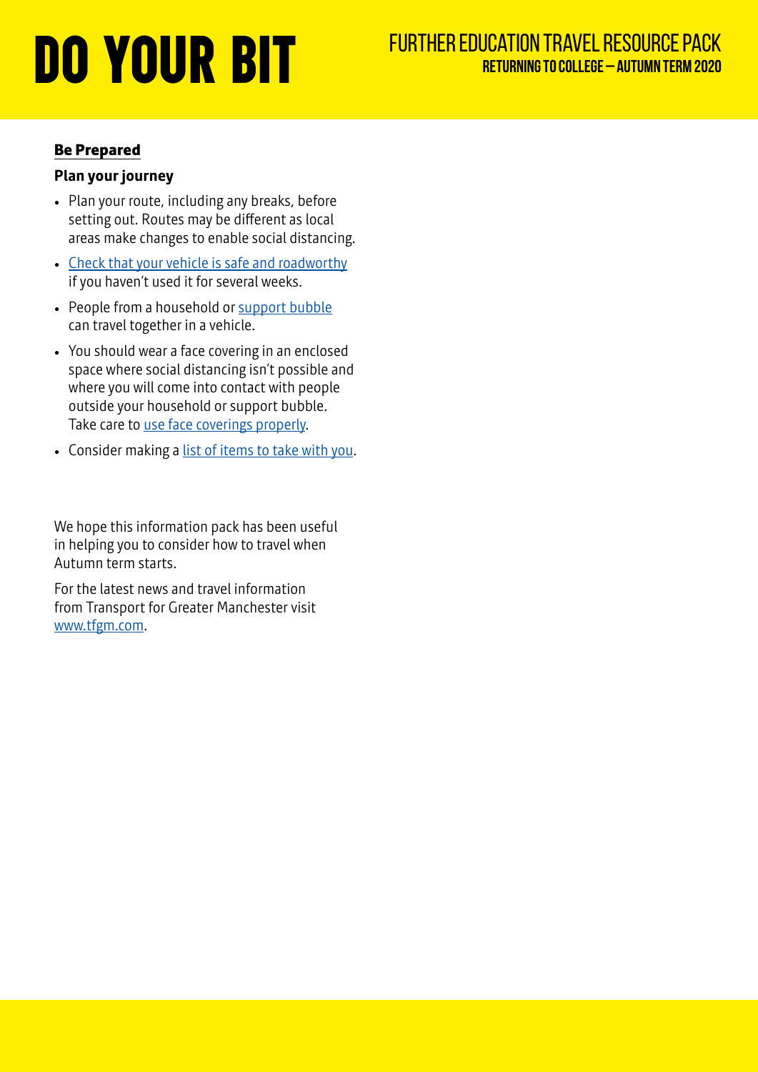## Be Prepared

### Plan your journey

- Plan your route, including any breaks, before setting out. Routes may be different as local areas make changes to enable social distancing.
- Check that your vehicle is safe and roadworthy if you haven't used it for several weeks.
- People from a household or support bubble can travel together in a vehicle.
- You should wear a face covering in an enclosed space where social distancing isn't possible and where you will come into contact with people outside your household or support bubble. Take care to use face coverings properly.
- Consider making a list of items to take with you.

We hope this information pack has been useful in helping you to consider how to travel when Autumn term starts.

For the latest news and travel information from Transport for Greater Manchester visit www.tfgm.com.